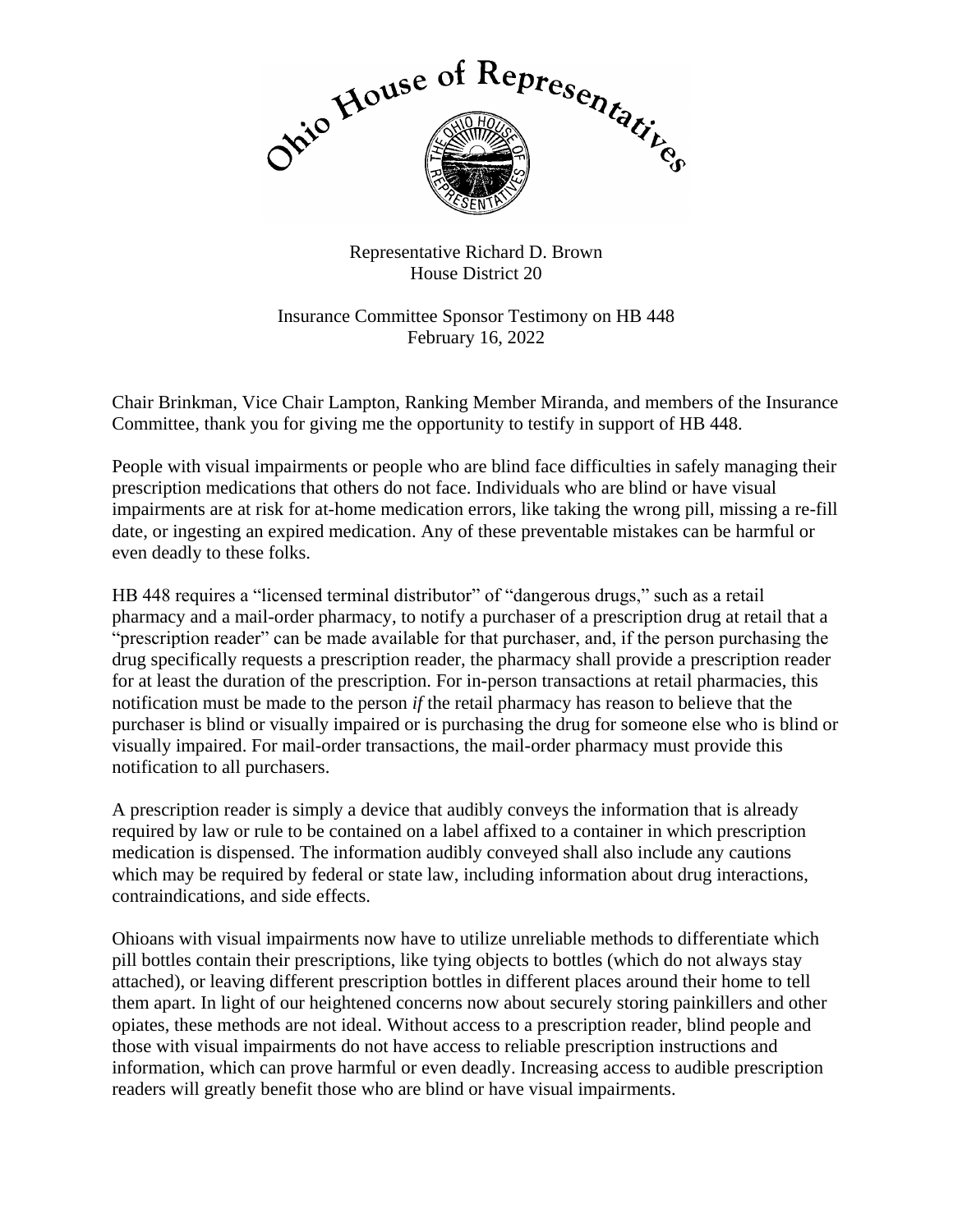Ohio House of Representatives

Representative Richard D. Brown
House District 20

Insurance Committee Sponsor Testimony on HB 448
February 16, 2022

Chair Brinkman, Vice Chair Lampton, Ranking Member Miranda, and members of the Insurance Committee, thank you for giving me the opportunity to testify in support of HB 448.

People with visual impairments or people who are blind face difficulties in safely managing their prescription medications that others do not face. Individuals who are blind or have visual impairments are at risk for at-home medication errors, like taking the wrong pill, missing a re-fill date, or ingesting an expired medication. Any of these preventable mistakes can be harmful or even deadly to these folks.

HB 448 requires a "licensed terminal distributor" of "dangerous drugs," such as a retail pharmacy and a mail-order pharmacy, to notify a purchaser of a prescription drug at retail that a "prescription reader" can be made available for that purchaser, and, if the person purchasing the drug specifically requests a prescription reader, the pharmacy shall provide a prescription reader for at least the duration of the prescription. For in-person transactions at retail pharmacies, this notification must be made to the person *if* the retail pharmacy has reason to believe that the purchaser is blind or visually impaired or is purchasing the drug for someone else who is blind or visually impaired. For mail-order transactions, the mail-order pharmacy must provide this notification to all purchasers.

A prescription reader is simply a device that audibly conveys the information that is already required by law or rule to be contained on a label affixed to a container in which prescription medication is dispensed. The information audibly conveyed shall also include any cautions which may be required by federal or state law, including information about drug interactions, contraindications, and side effects.

Ohioans with visual impairments now have to utilize unreliable methods to differentiate which pill bottles contain their prescriptions, like tying objects to bottles (which do not always stay attached), or leaving different prescription bottles in different places around their home to tell them apart. In light of our heightened concerns now about securely storing painkillers and other opiates, these methods are not ideal. Without access to a prescription reader, blind people and those with visual impairments do not have access to reliable prescription instructions and information, which can prove harmful or even deadly. Increasing access to audible prescription readers will greatly benefit those who are blind or have visual impairments.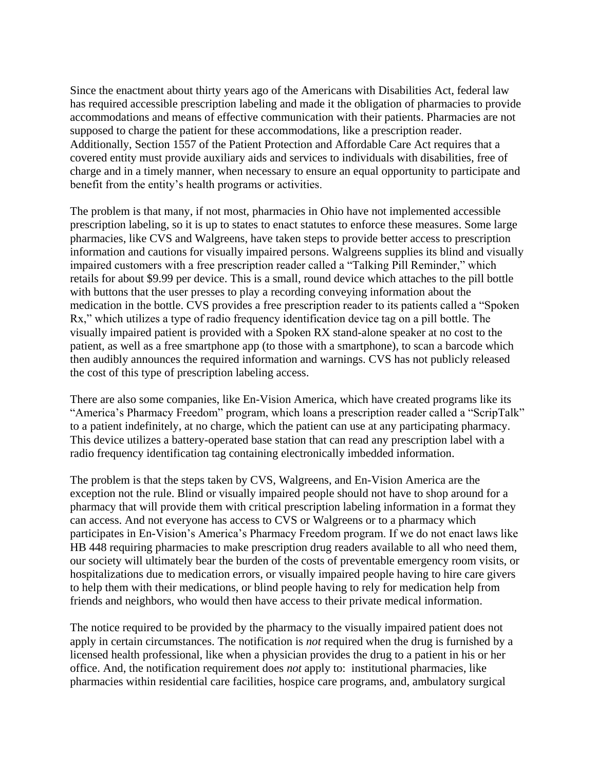Since the enactment about thirty years ago of the Americans with Disabilities Act, federal law has required accessible prescription labeling and made it the obligation of pharmacies to provide accommodations and means of effective communication with their patients. Pharmacies are not supposed to charge the patient for these accommodations, like a prescription reader. Additionally, Section 1557 of the Patient Protection and Affordable Care Act requires that a covered entity must provide auxiliary aids and services to individuals with disabilities, free of charge and in a timely manner, when necessary to ensure an equal opportunity to participate and benefit from the entity's health programs or activities.

The problem is that many, if not most, pharmacies in Ohio have not implemented accessible prescription labeling, so it is up to states to enact statutes to enforce these measures. Some large pharmacies, like CVS and Walgreens, have taken steps to provide better access to prescription information and cautions for visually impaired persons. Walgreens supplies its blind and visually impaired customers with a free prescription reader called a "Talking Pill Reminder," which retails for about $9.99 per device. This is a small, round device which attaches to the pill bottle with buttons that the user presses to play a recording conveying information about the medication in the bottle. CVS provides a free prescription reader to its patients called a "Spoken Rx," which utilizes a type of radio frequency identification device tag on a pill bottle. The visually impaired patient is provided with a Spoken RX stand-alone speaker at no cost to the patient, as well as a free smartphone app (to those with a smartphone), to scan a barcode which then audibly announces the required information and warnings. CVS has not publicly released the cost of this type of prescription labeling access.

There are also some companies, like En-Vision America, which have created programs like its "America's Pharmacy Freedom" program, which loans a prescription reader called a "ScripTalk" to a patient indefinitely, at no charge, which the patient can use at any participating pharmacy. This device utilizes a battery-operated base station that can read any prescription label with a radio frequency identification tag containing electronically imbedded information.

The problem is that the steps taken by CVS, Walgreens, and En-Vision America are the exception not the rule. Blind or visually impaired people should not have to shop around for a pharmacy that will provide them with critical prescription labeling information in a format they can access. And not everyone has access to CVS or Walgreens or to a pharmacy which participates in En-Vision's America's Pharmacy Freedom program. If we do not enact laws like HB 448 requiring pharmacies to make prescription drug readers available to all who need them, our society will ultimately bear the burden of the costs of preventable emergency room visits, or hospitalizations due to medication errors, or visually impaired people having to hire care givers to help them with their medications, or blind people having to rely for medication help from friends and neighbors, who would then have access to their private medical information.

The notice required to be provided by the pharmacy to the visually impaired patient does not apply in certain circumstances. The notification is *not* required when the drug is furnished by a licensed health professional, like when a physician provides the drug to a patient in his or her office. And, the notification requirement does *not* apply to: institutional pharmacies, like pharmacies within residential care facilities, hospice care programs, and, ambulatory surgical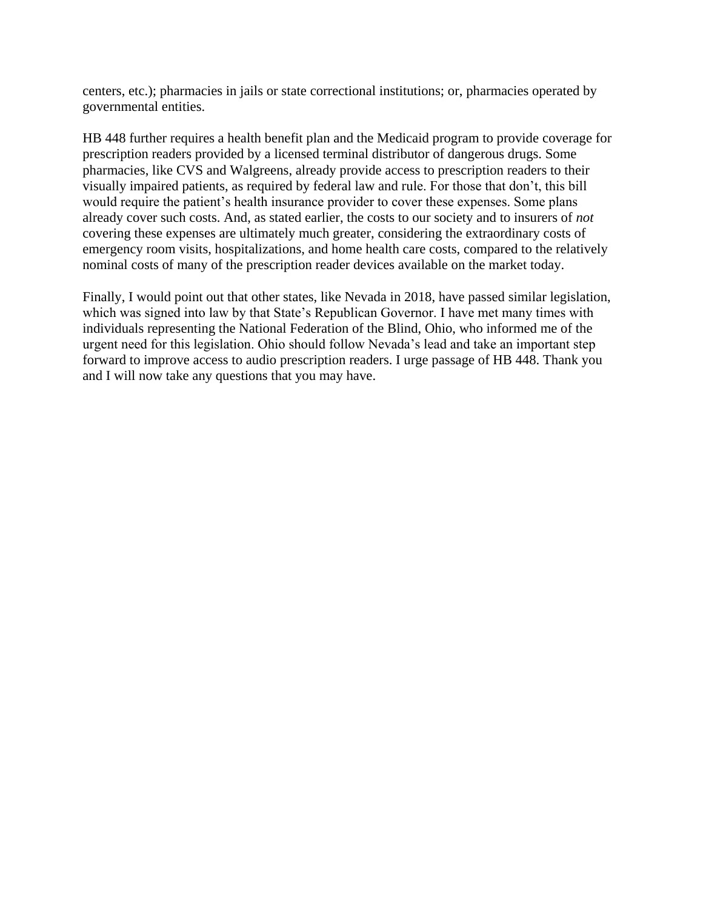centers, etc.); pharmacies in jails or state correctional institutions; or, pharmacies operated by governmental entities.

HB 448 further requires a health benefit plan and the Medicaid program to provide coverage for prescription readers provided by a licensed terminal distributor of dangerous drugs. Some pharmacies, like CVS and Walgreens, already provide access to prescription readers to their visually impaired patients, as required by federal law and rule. For those that don't, this bill would require the patient's health insurance provider to cover these expenses. Some plans already cover such costs. And, as stated earlier, the costs to our society and to insurers of *not* covering these expenses are ultimately much greater, considering the extraordinary costs of emergency room visits, hospitalizations, and home health care costs, compared to the relatively nominal costs of many of the prescription reader devices available on the market today.

Finally, I would point out that other states, like Nevada in 2018, have passed similar legislation, which was signed into law by that State's Republican Governor. I have met many times with individuals representing the National Federation of the Blind, Ohio, who informed me of the urgent need for this legislation. Ohio should follow Nevada's lead and take an important step forward to improve access to audio prescription readers. I urge passage of HB 448. Thank you and I will now take any questions that you may have.